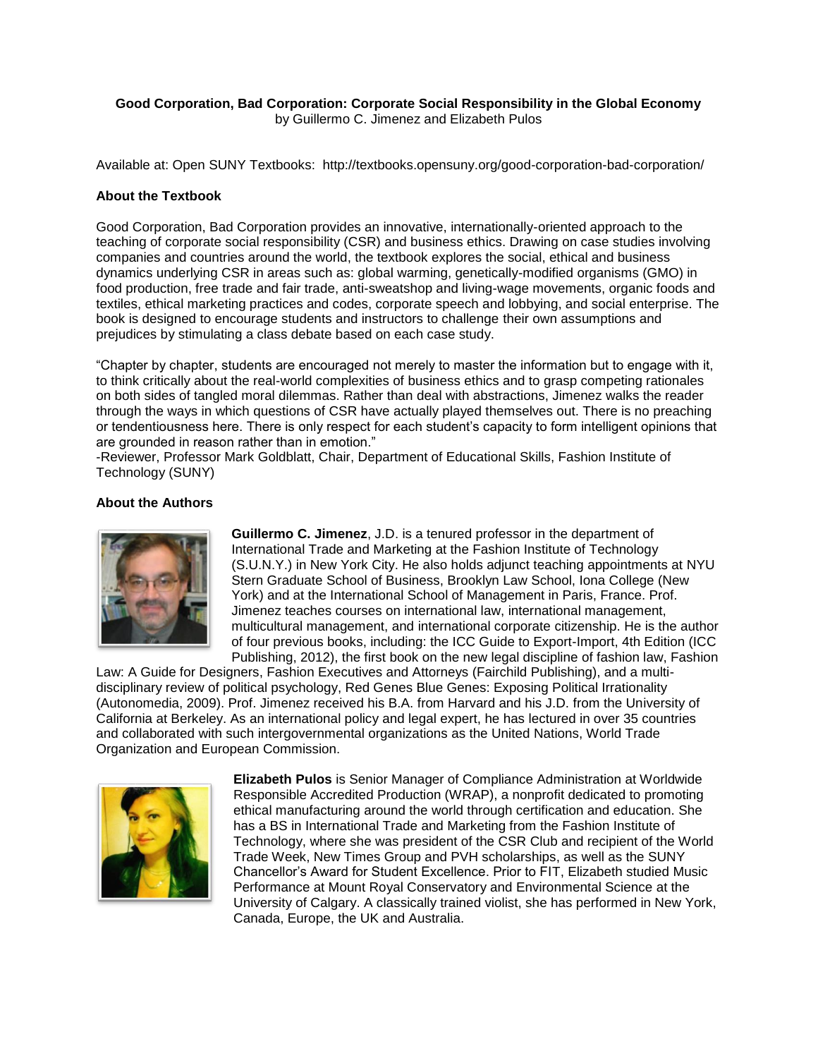**Good Corporation, Bad Corporation: Corporate Social Responsibility in the Global Economy**
by Guillermo C. Jimenez and Elizabeth Pulos

Available at: Open SUNY Textbooks: http://textbooks.opensuny.org/good-corporation-bad-corporation/

**About the Textbook**

Good Corporation, Bad Corporation provides an innovative, internationally-oriented approach to the teaching of corporate social responsibility (CSR) and business ethics. Drawing on case studies involving companies and countries around the world, the textbook explores the social, ethical and business dynamics underlying CSR in areas such as: global warming, genetically-modified organisms (GMO) in food production, free trade and fair trade, anti-sweatshop and living-wage movements, organic foods and textiles, ethical marketing practices and codes, corporate speech and lobbying, and social enterprise. The book is designed to encourage students and instructors to challenge their own assumptions and prejudices by stimulating a class debate based on each case study.

"Chapter by chapter, students are encouraged not merely to master the information but to engage with it, to think critically about the real-world complexities of business ethics and to grasp competing rationales on both sides of tangled moral dilemmas. Rather than deal with abstractions, Jimenez walks the reader through the ways in which questions of CSR have actually played themselves out. There is no preaching or tendentiousness here. There is only respect for each student's capacity to form intelligent opinions that are grounded in reason rather than in emotion."
-Reviewer, Professor Mark Goldblatt, Chair, Department of Educational Skills, Fashion Institute of Technology (SUNY)

**About the Authors**

**Guillermo C. Jimenez**, J.D. is a tenured professor in the department of International Trade and Marketing at the Fashion Institute of Technology (S.U.N.Y.) in New York City. He also holds adjunct teaching appointments at NYU Stern Graduate School of Business, Brooklyn Law School, Iona College (New York) and at the International School of Management in Paris, France. Prof. Jimenez teaches courses on international law, international management, multicultural management, and international corporate citizenship. He is the author of four previous books, including: the ICC Guide to Export-Import, 4th Edition (ICC Publishing, 2012), the first book on the new legal discipline of fashion law, Fashion Law: A Guide for Designers, Fashion Executives and Attorneys (Fairchild Publishing), and a multi-disciplinary review of political psychology, Red Genes Blue Genes: Exposing Political Irrationality (Autonomedia, 2009). Prof. Jimenez received his B.A. from Harvard and his J.D. from the University of California at Berkeley. As an international policy and legal expert, he has lectured in over 35 countries and collaborated with such intergovernmental organizations as the United Nations, World Trade Organization and European Commission.

**Elizabeth Pulos** is Senior Manager of Compliance Administration at Worldwide Responsible Accredited Production (WRAP), a nonprofit dedicated to promoting ethical manufacturing around the world through certification and education. She has a BS in International Trade and Marketing from the Fashion Institute of Technology, where she was president of the CSR Club and recipient of the World Trade Week, New Times Group and PVH scholarships, as well as the SUNY Chancellor's Award for Student Excellence. Prior to FIT, Elizabeth studied Music Performance at Mount Royal Conservatory and Environmental Science at the University of Calgary. A classically trained violist, she has performed in New York, Canada, Europe, the UK and Australia.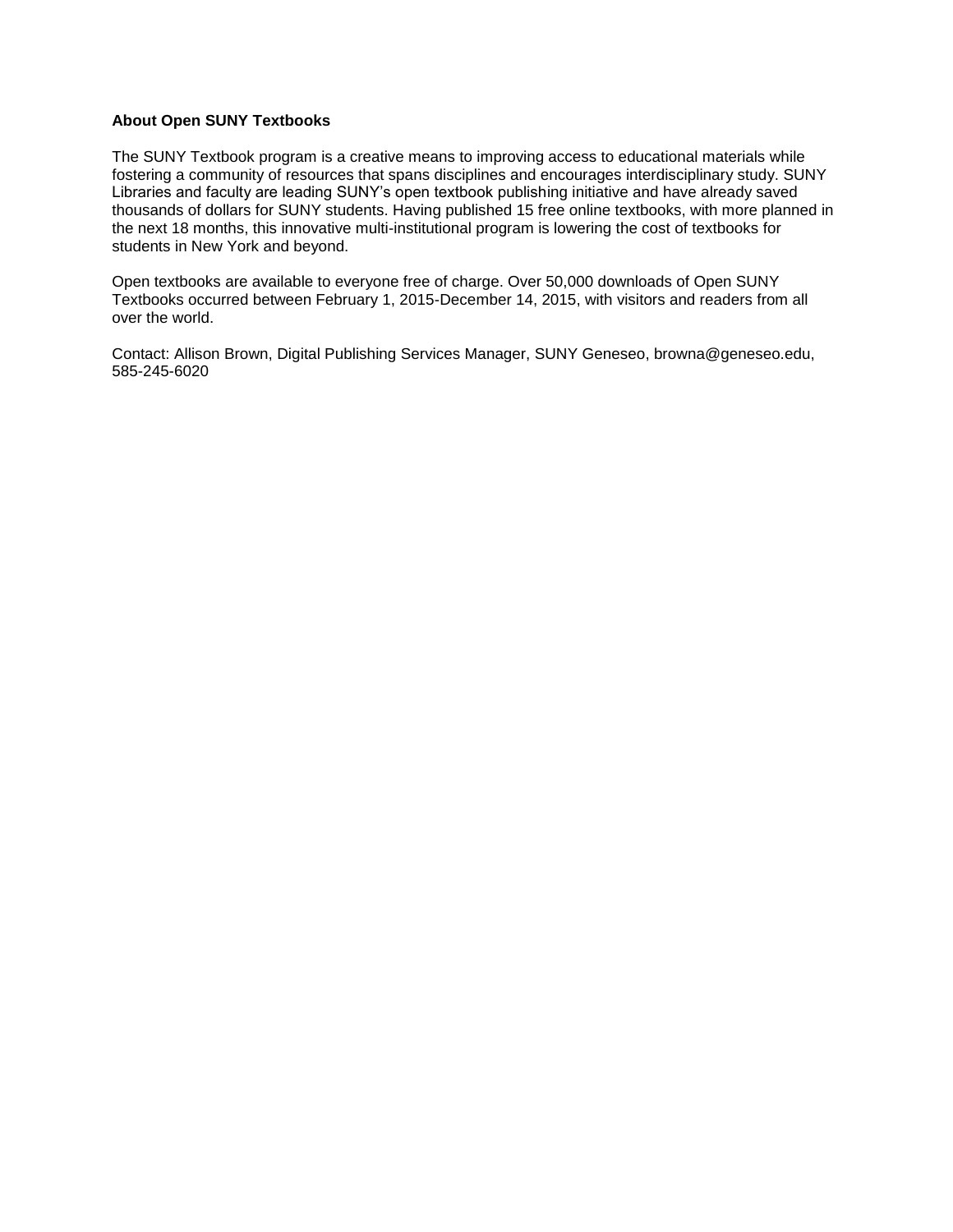**About Open SUNY Textbooks**

The SUNY Textbook program is a creative means to improving access to educational materials while fostering a community of resources that spans disciplines and encourages interdisciplinary study. SUNY Libraries and faculty are leading SUNY's open textbook publishing initiative and have already saved thousands of dollars for SUNY students. Having published 15 free online textbooks, with more planned in the next 18 months, this innovative multi-institutional program is lowering the cost of textbooks for students in New York and beyond.

Open textbooks are available to everyone free of charge. Over 50,000 downloads of Open SUNY Textbooks occurred between February 1, 2015-December 14, 2015, with visitors and readers from all over the world.

Contact: Allison Brown, Digital Publishing Services Manager, SUNY Geneseo, browna@geneseo.edu, 585-245-6020